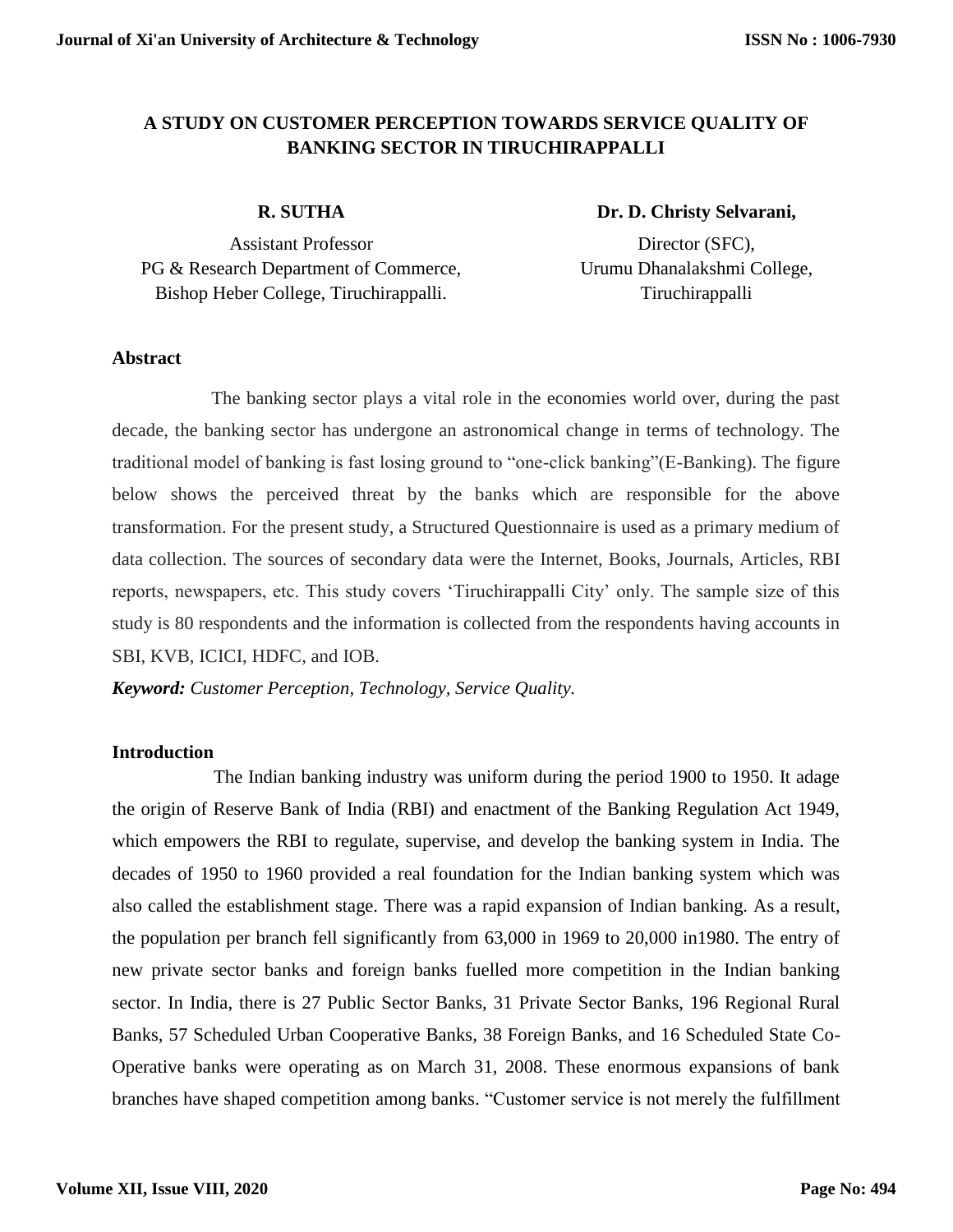# A STUDY ON CUSTOMER PERCEPTION TOWARDS SERVICE QUALITY OF BANKING SECTOR IN TIRUCHIRAPPALLI

**R. SUTHA**

Assistant Professor
PG & Research Department of Commerce,
Bishop Heber College, Tiruchirappalli.

**Dr. D. Christy Selvarani,**

Director (SFC),
Urumu Dhanalakshmi College,
Tiruchirappalli

## Abstract

The banking sector plays a vital role in the economies world over, during the past decade, the banking sector has undergone an astronomical change in terms of technology. The traditional model of banking is fast losing ground to "one-click banking"(E-Banking). The figure below shows the perceived threat by the banks which are responsible for the above transformation. For the present study, a Structured Questionnaire is used as a primary medium of data collection. The sources of secondary data were the Internet, Books, Journals, Articles, RBI reports, newspapers, etc. This study covers 'Tiruchirappalli City' only. The sample size of this study is 80 respondents and the information is collected from the respondents having accounts in SBI, KVB, ICICI, HDFC, and IOB.

***Keyword:*** *Customer Perception, Technology, Service Quality.*

## Introduction

The Indian banking industry was uniform during the period 1900 to 1950. It adage the origin of Reserve Bank of India (RBI) and enactment of the Banking Regulation Act 1949, which empowers the RBI to regulate, supervise, and develop the banking system in India. The decades of 1950 to 1960 provided a real foundation for the Indian banking system which was also called the establishment stage. There was a rapid expansion of Indian banking. As a result, the population per branch fell significantly from 63,000 in 1969 to 20,000 in1980. The entry of new private sector banks and foreign banks fuelled more competition in the Indian banking sector. In India, there is 27 Public Sector Banks, 31 Private Sector Banks, 196 Regional Rural Banks, 57 Scheduled Urban Cooperative Banks, 38 Foreign Banks, and 16 Scheduled State Co-Operative banks were operating as on March 31, 2008. These enormous expansions of bank branches have shaped competition among banks. "Customer service is not merely the fulfillment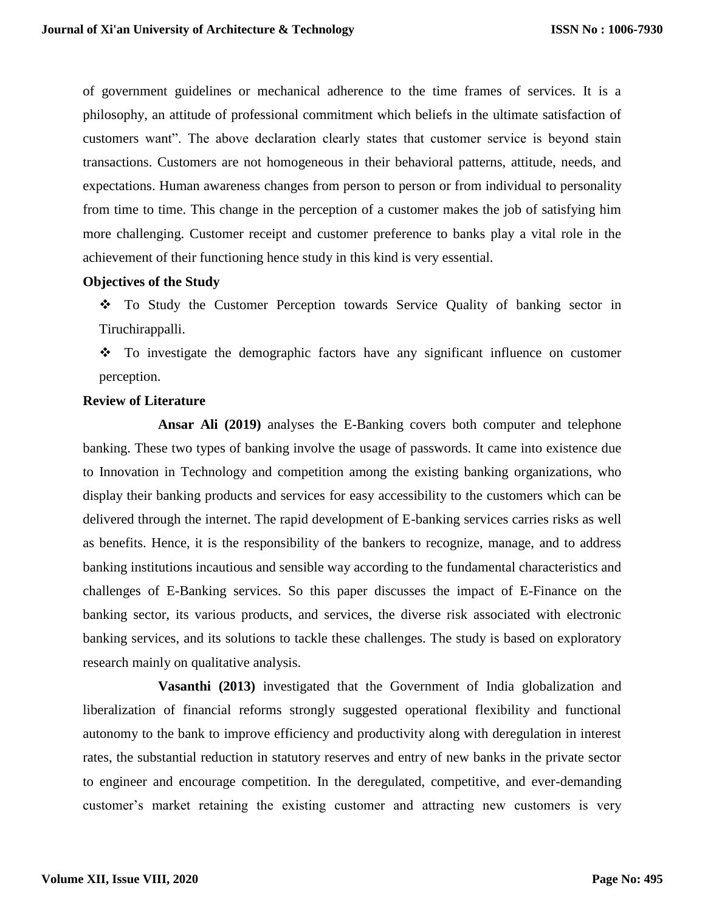of government guidelines or mechanical adherence to the time frames of services. It is a philosophy, an attitude of professional commitment which beliefs in the ultimate satisfaction of customers want". The above declaration clearly states that customer service is beyond stain transactions. Customers are not homogeneous in their behavioral patterns, attitude, needs, and expectations. Human awareness changes from person to person or from individual to personality from time to time. This change in the perception of a customer makes the job of satisfying him more challenging. Customer receipt and customer preference to banks play a vital role in the achievement of their functioning hence study in this kind is very essential.

**Objectives of the Study**

- ❖ To Study the Customer Perception towards Service Quality of banking sector in Tiruchirappalli.
- ❖ To investigate the demographic factors have any significant influence on customer perception.

**Review of Literature**

**Ansar Ali (2019)** analyses the E-Banking covers both computer and telephone banking. These two types of banking involve the usage of passwords. It came into existence due to Innovation in Technology and competition among the existing banking organizations, who display their banking products and services for easy accessibility to the customers which can be delivered through the internet. The rapid development of E-banking services carries risks as well as benefits. Hence, it is the responsibility of the bankers to recognize, manage, and to address banking institutions incautious and sensible way according to the fundamental characteristics and challenges of E-Banking services. So this paper discusses the impact of E-Finance on the banking sector, its various products, and services, the diverse risk associated with electronic banking services, and its solutions to tackle these challenges. The study is based on exploratory research mainly on qualitative analysis.

**Vasanthi (2013)** investigated that the Government of India globalization and liberalization of financial reforms strongly suggested operational flexibility and functional autonomy to the bank to improve efficiency and productivity along with deregulation in interest rates, the substantial reduction in statutory reserves and entry of new banks in the private sector to engineer and encourage competition. In the deregulated, competitive, and ever-demanding customer's market retaining the existing customer and attracting new customers is very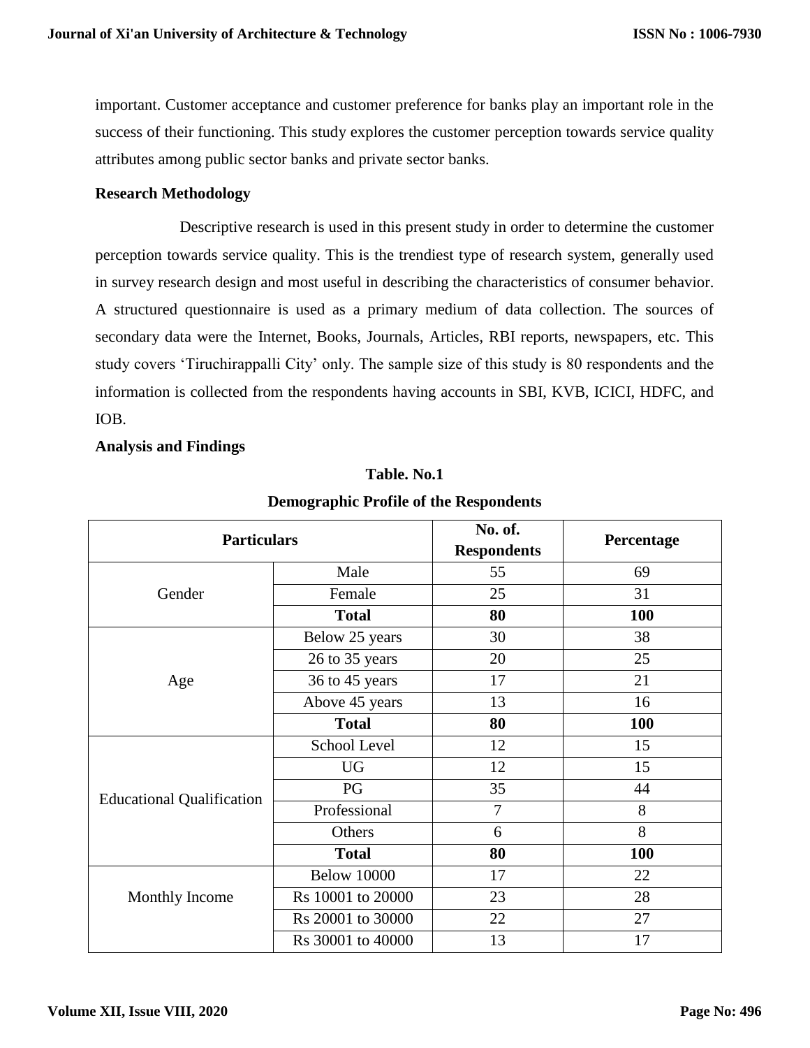important. Customer acceptance and customer preference for banks play an important role in the success of their functioning. This study explores the customer perception towards service quality attributes among public sector banks and private sector banks.

**Research Methodology**

Descriptive research is used in this present study in order to determine the customer perception towards service quality. This is the trendiest type of research system, generally used in survey research design and most useful in describing the characteristics of consumer behavior. A structured questionnaire is used as a primary medium of data collection. The sources of secondary data were the Internet, Books, Journals, Articles, RBI reports, newspapers, etc. This study covers 'Tiruchirappalli City' only. The sample size of this study is 80 respondents and the information is collected from the respondents having accounts in SBI, KVB, ICICI, HDFC, and IOB.

**Analysis and Findings**

**Table. No.1**

**Demographic Profile of the Respondents**

| Particulars | | No. of. Respondents | Percentage |
|---|---|---|---|
| Gender | Male | 55 | 69 |
| | Female | 25 | 31 |
| | **Total** | **80** | **100** |
| Age | Below 25 years | 30 | 38 |
| | 26 to 35 years | 20 | 25 |
| | 36 to 45 years | 17 | 21 |
| | Above 45 years | 13 | 16 |
| | **Total** | **80** | **100** |
| Educational Qualification | School Level | 12 | 15 |
| | UG | 12 | 15 |
| | PG | 35 | 44 |
| | Professional | 7 | 8 |
| | Others | 6 | 8 |
| | **Total** | **80** | **100** |
| Monthly Income | Below 10000 | 17 | 22 |
| | Rs 10001 to 20000 | 23 | 28 |
| | Rs 20001 to 30000 | 22 | 27 |
| | Rs 30001 to 40000 | 13 | 17 |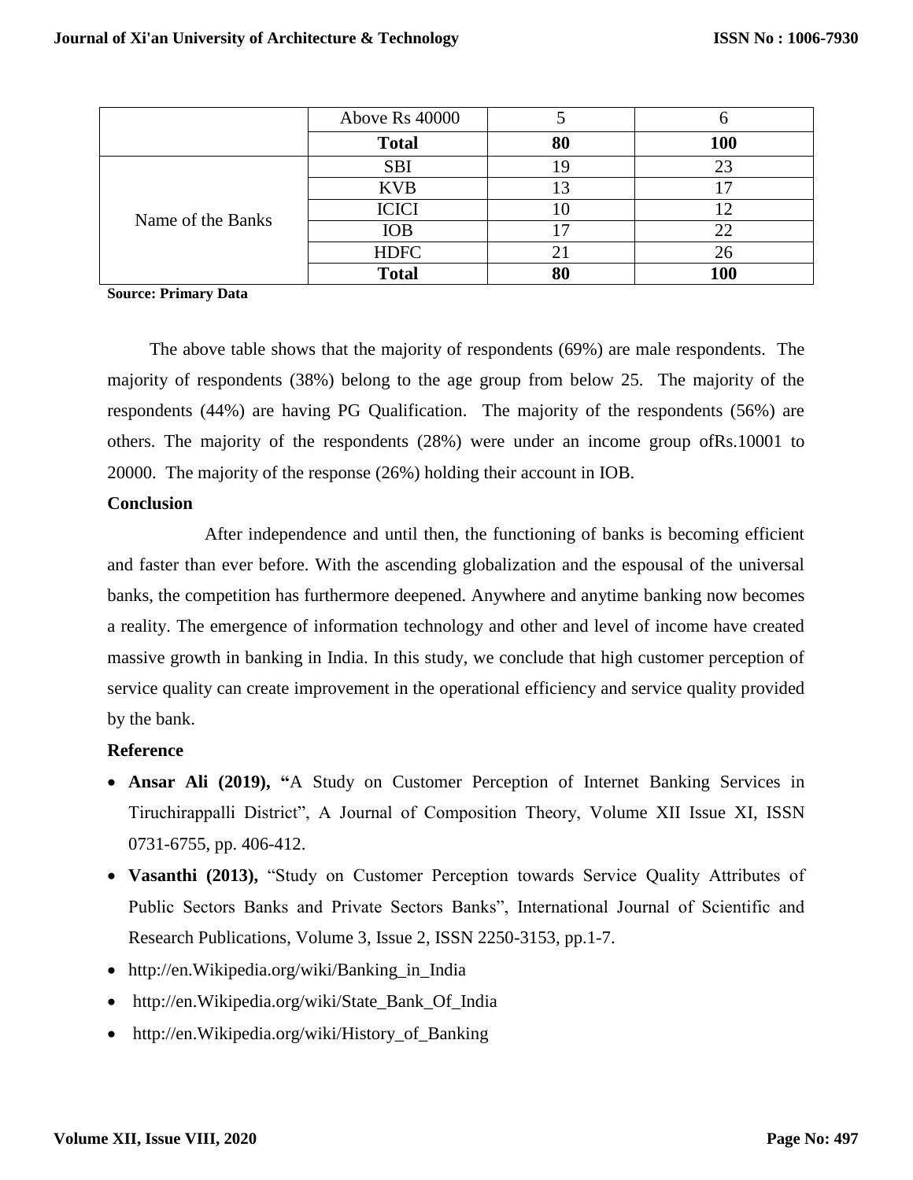| | | | |
|---|---|---|---|
| | Above Rs 40000 | 5 | 6 |
| | **Total** | **80** | **100** |
| Name of the Banks | SBI | 19 | 23 |
| | KVB | 13 | 17 |
| | ICICI | 10 | 12 |
| | IOB | 17 | 22 |
| | HDFC | 21 | 26 |
| | **Total** | **80** | **100** |

**Source: Primary Data**

The above table shows that the majority of respondents (69%) are male respondents. The majority of respondents (38%) belong to the age group from below 25. The majority of the respondents (44%) are having PG Qualification. The majority of the respondents (56%) are others. The majority of the respondents (28%) were under an income group ofRs.10001 to 20000. The majority of the response (26%) holding their account in IOB.

**Conclusion**

After independence and until then, the functioning of banks is becoming efficient and faster than ever before. With the ascending globalization and the espousal of the universal banks, the competition has furthermore deepened. Anywhere and anytime banking now becomes a reality. The emergence of information technology and other and level of income have created massive growth in banking in India. In this study, we conclude that high customer perception of service quality can create improvement in the operational efficiency and service quality provided by the bank.

**Reference**

- **Ansar Ali (2019), "**A Study on Customer Perception of Internet Banking Services in Tiruchirappalli District", A Journal of Composition Theory, Volume XII Issue XI, ISSN 0731-6755, pp. 406-412.
- **Vasanthi (2013),** "Study on Customer Perception towards Service Quality Attributes of Public Sectors Banks and Private Sectors Banks", International Journal of Scientific and Research Publications, Volume 3, Issue 2, ISSN 2250-3153, pp.1-7.
- http://en.Wikipedia.org/wiki/Banking_in_India
- http://en.Wikipedia.org/wiki/State_Bank_Of_India
- http://en.Wikipedia.org/wiki/History_of_Banking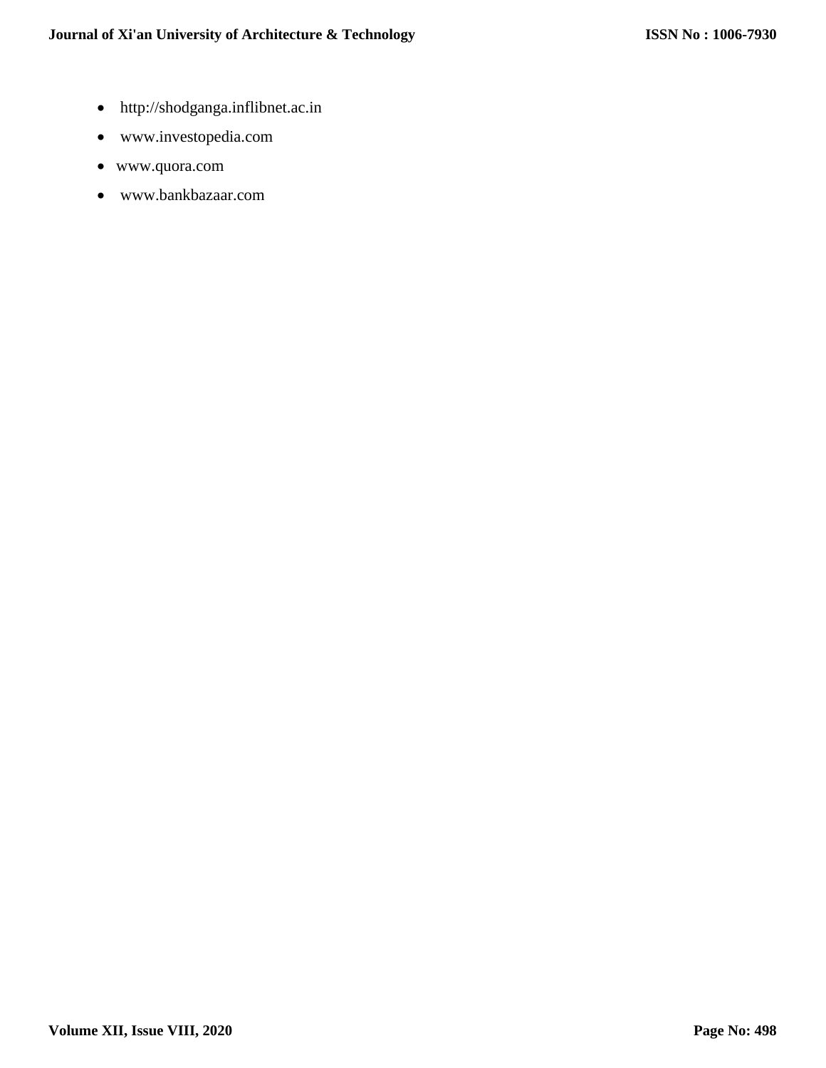- http://shodganga.inflibnet.ac.in
- www.investopedia.com
- www.quora.com
- www.bankbazaar.com